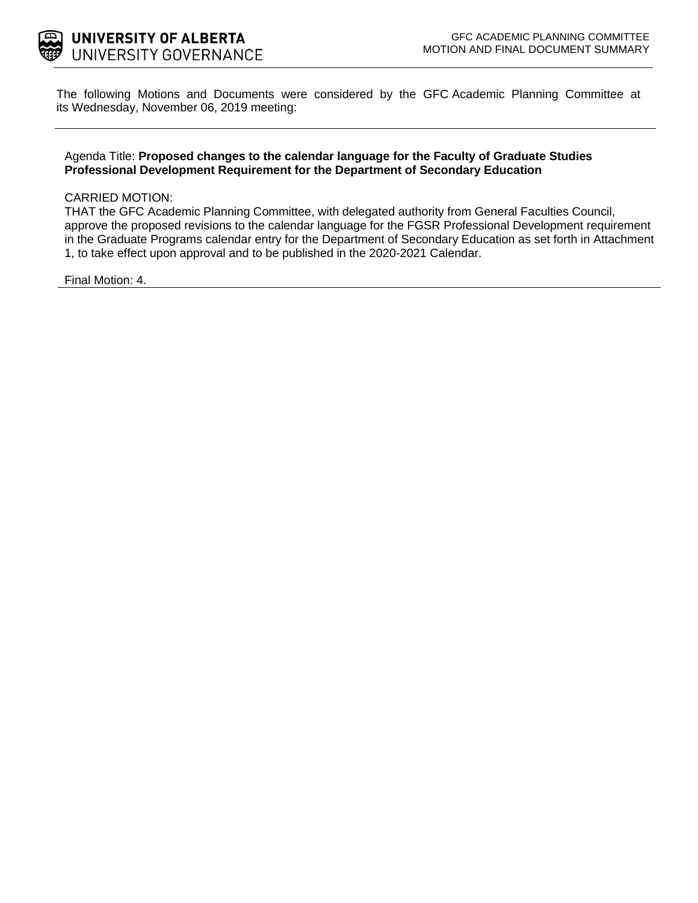**UNIVERSITY OF ALBERTA**
UNIVERSITY GOVERNANCE

GFC ACADEMIC PLANNING COMMITTEE
MOTION AND FINAL DOCUMENT SUMMARY

The following Motions and Documents were considered by the GFC Academic Planning Committee at its Wednesday, November 06, 2019 meeting:

---

Agenda Title: **Proposed changes to the calendar language for the Faculty of Graduate Studies Professional Development Requirement for the Department of Secondary Education**

CARRIED MOTION:
THAT the GFC Academic Planning Committee, with delegated authority from General Faculties Council, approve the proposed revisions to the calendar language for the FGSR Professional Development requirement in the Graduate Programs calendar entry for the Department of Secondary Education as set forth in Attachment 1, to take effect upon approval and to be published in the 2020-2021 Calendar.

Final Motion: 4.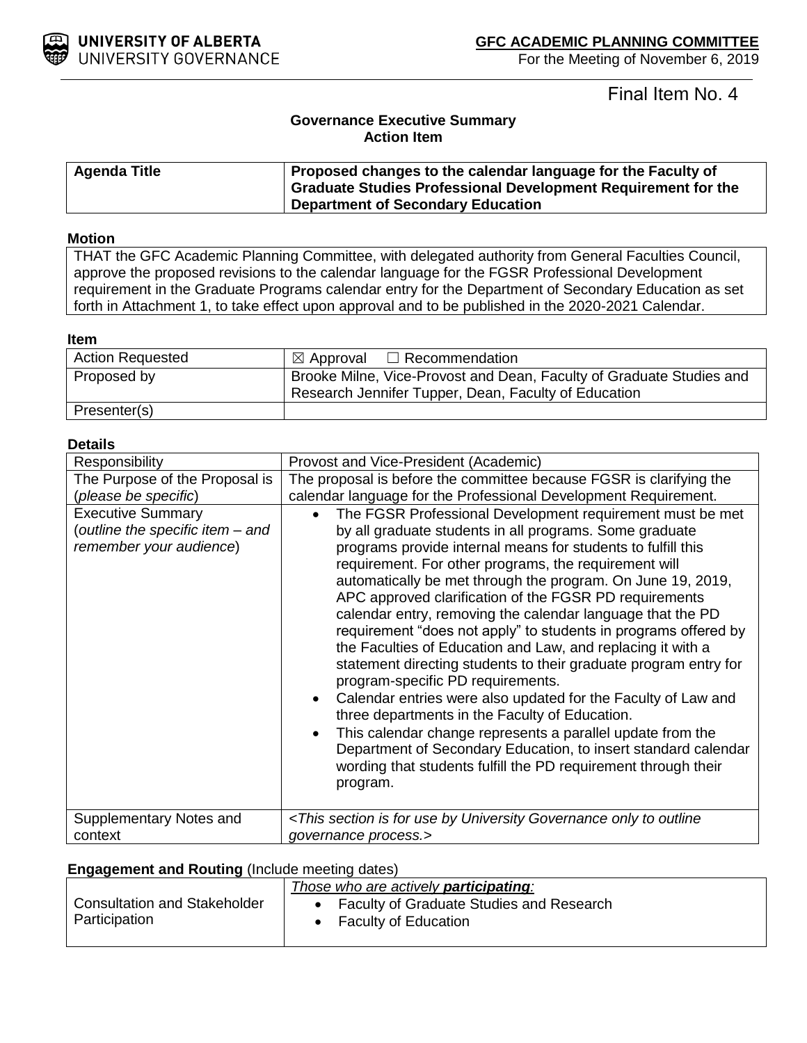UNIVERSITY OF ALBERTA
UNIVERSITY GOVERNANCE

**GFC ACADEMIC PLANNING COMMITTEE**
For the Meeting of November 6, 2019

Final Item No. 4

**Governance Executive Summary**
**Action Item**

| **Agenda Title** | **Proposed changes to the calendar language for the Faculty of Graduate Studies Professional Development Requirement for the Department of Secondary Education** |
|---|---|

**Motion**

THAT the GFC Academic Planning Committee, with delegated authority from General Faculties Council, approve the proposed revisions to the calendar language for the FGSR Professional Development requirement in the Graduate Programs calendar entry for the Department of Secondary Education as set forth in Attachment 1, to take effect upon approval and to be published in the 2020-2021 Calendar.

**Item**

| | |
|---|---|
| Action Requested | ☒ Approval ☐ Recommendation |
| Proposed by | Brooke Milne, Vice-Provost and Dean, Faculty of Graduate Studies and Research Jennifer Tupper, Dean, Faculty of Education |
| Presenter(s) | |

**Details**

| | |
|---|---|
| Responsibility | Provost and Vice-President (Academic) |
| The Purpose of the Proposal is (*please be specific*) | The proposal is before the committee because FGSR is clarifying the calendar language for the Professional Development Requirement. |
| Executive Summary (*outline the specific item – and remember your audience*) | • The FGSR Professional Development requirement must be met by all graduate students in all programs. Some graduate programs provide internal means for students to fulfill this requirement. For other programs, the requirement will automatically be met through the program. On June 19, 2019, APC approved clarification of the FGSR PD requirements calendar entry, removing the calendar language that the PD requirement "does not apply" to students in programs offered by the Faculties of Education and Law, and replacing it with a statement directing students to their graduate program entry for program-specific PD requirements.<br>• Calendar entries were also updated for the Faculty of Law and three departments in the Faculty of Education.<br>• This calendar change represents a parallel update from the Department of Secondary Education, to insert standard calendar wording that students fulfill the PD requirement through their program. |
| Supplementary Notes and context | *<This section is for use by University Governance only to outline governance process.>* |

**Engagement and Routing** (Include meeting dates)

| | |
|---|---|
| Consultation and Stakeholder Participation | *Those who are actively* ***participating****:*<br>• Faculty of Graduate Studies and Research<br>• Faculty of Education |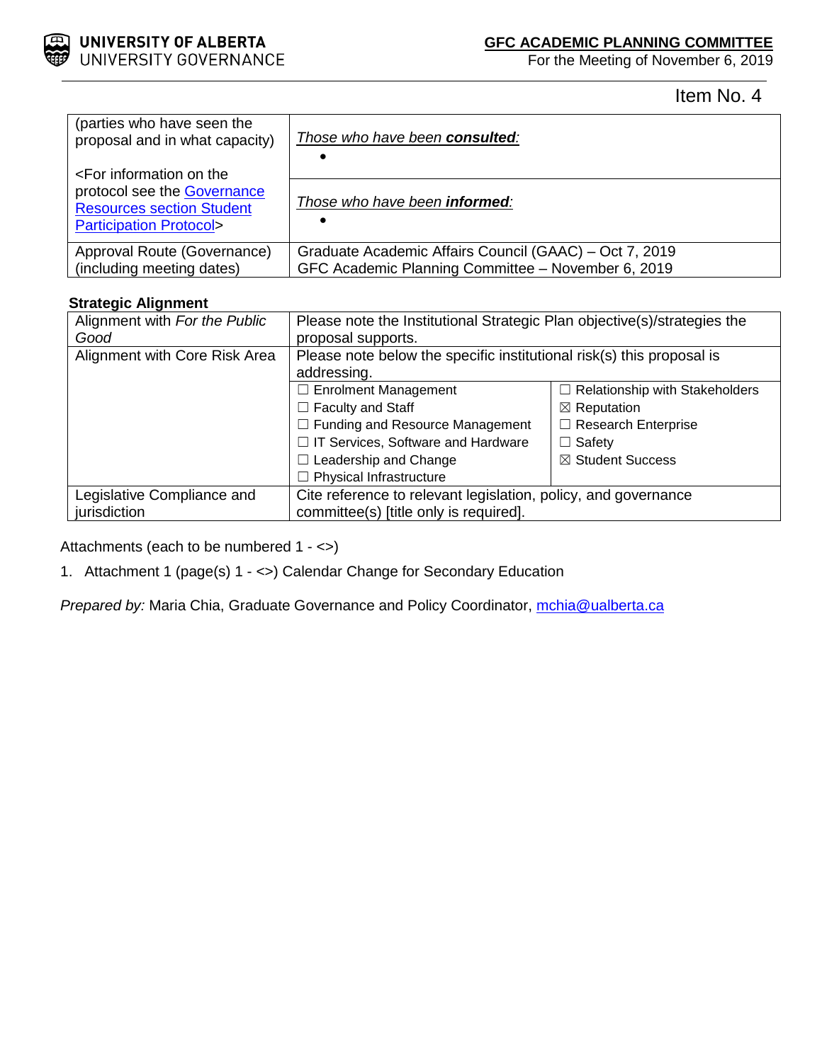Item No. 4

| (parties who have seen the proposal and in what capacity)<br><br><For information on the protocol see the Governance Resources section Student Participation Protocol> | *Those who have been **consulted**:*<br>• |
| --- | --- |
| | *Those who have been **informed**:*<br>• |
| Approval Route (Governance) (including meeting dates) | Graduate Academic Affairs Council (GAAC) – Oct 7, 2019<br>GFC Academic Planning Committee – November 6, 2019 |

**Strategic Alignment**

| Alignment with *For the Public Good* | Please note the Institutional Strategic Plan objective(s)/strategies the proposal supports. | |
| --- | --- | --- |
| Alignment with Core Risk Area | Please note below the specific institutional risk(s) this proposal is addressing. | |
| | ☐ Enrolment Management<br>☐ Faculty and Staff<br>☐ Funding and Resource Management<br>☐ IT Services, Software and Hardware<br>☐ Leadership and Change<br>☐ Physical Infrastructure | ☐ Relationship with Stakeholders<br>☒ Reputation<br>☐ Research Enterprise<br>☐ Safety<br>☒ Student Success |
| Legislative Compliance and jurisdiction | Cite reference to relevant legislation, policy, and governance committee(s) [title only is required]. | |

Attachments (each to be numbered 1 - <>)

1. Attachment 1 (page(s) 1 - <>) Calendar Change for Secondary Education

*Prepared by:* Maria Chia, Graduate Governance and Policy Coordinator, mchia@ualberta.ca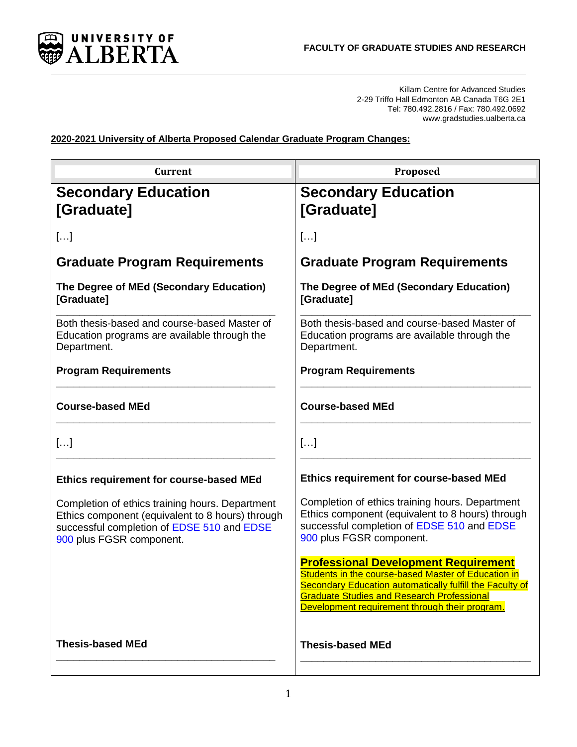FACULTY OF GRADUATE STUDIES AND RESEARCH

Killam Centre for Advanced Studies
2-29 Triffo Hall Edmonton AB Canada T6G 2E1
Tel: 780.492.2816 / Fax: 780.492.0692
www.gradstudies.ualberta.ca

**2020-2021 University of Alberta Proposed Calendar Graduate Program Changes:**

| Current | Proposed |
| --- | --- |
| **Secondary Education [Graduate]** | **Secondary Education [Graduate]** |
| […] | […] |
| **Graduate Program Requirements** | **Graduate Program Requirements** |
| **The Degree of MEd (Secondary Education) [Graduate]** | **The Degree of MEd (Secondary Education) [Graduate]** |
| Both thesis-based and course-based Master of Education programs are available through the Department. | Both thesis-based and course-based Master of Education programs are available through the Department. |
| **Program Requirements** | **Program Requirements** |
| **Course-based MEd** | **Course-based MEd** |
| […] | […] |
| **Ethics requirement for course-based MEd** | **Ethics requirement for course-based MEd** |
| Completion of ethics training hours. Department Ethics component (equivalent to 8 hours) through successful completion of EDSE 510 and EDSE 900 plus FGSR component. | Completion of ethics training hours. Department Ethics component (equivalent to 8 hours) through successful completion of EDSE 510 and EDSE 900 plus FGSR component. |
| | **Professional Development Requirement** Students in the course-based Master of Education in Secondary Education automatically fulfill the Faculty of Graduate Studies and Research Professional Development requirement through their program. |
| **Thesis-based MEd** | **Thesis-based MEd** |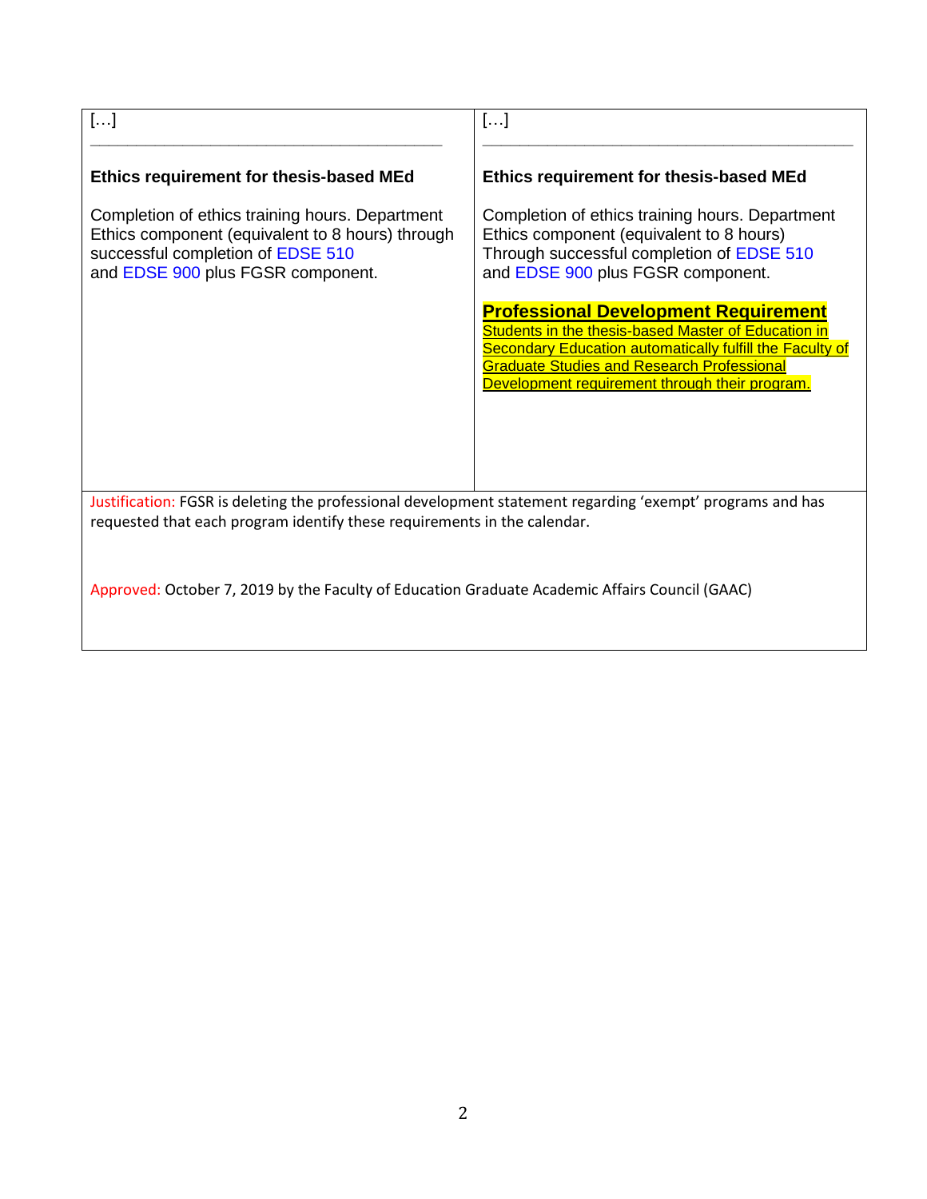| | |
|---|---|
| […]<br>\_\_\_\_\_\_\_\_\_\_\_\_\_\_\_\_\_\_\_\_\_\_\_\_\_\_\_\_\_\_\_\_\_\_\_\_\_\_\_\_<br><br>**Ethics requirement for thesis-based MEd**<br><br>Completion of ethics training hours. Department Ethics component (equivalent to 8 hours) through successful completion of EDSE 510 and EDSE 900 plus FGSR component. | […]<br>\_\_\_\_\_\_\_\_\_\_\_\_\_\_\_\_\_\_\_\_\_\_\_\_\_\_\_\_\_\_\_\_\_\_\_\_\_\_\_\_<br><br>**Ethics requirement for thesis-based MEd**<br><br>Completion of ethics training hours. Department Ethics component (equivalent to 8 hours) Through successful completion of EDSE 510 and EDSE 900 plus FGSR component.<br><br>**Professional Development Requirement**<br>Students in the thesis-based Master of Education in Secondary Education automatically fulfill the Faculty of Graduate Studies and Research Professional Development requirement through their program. |

Justification: FGSR is deleting the professional development statement regarding 'exempt' programs and has requested that each program identify these requirements in the calendar.

Approved: October 7, 2019 by the Faculty of Education Graduate Academic Affairs Council (GAAC)